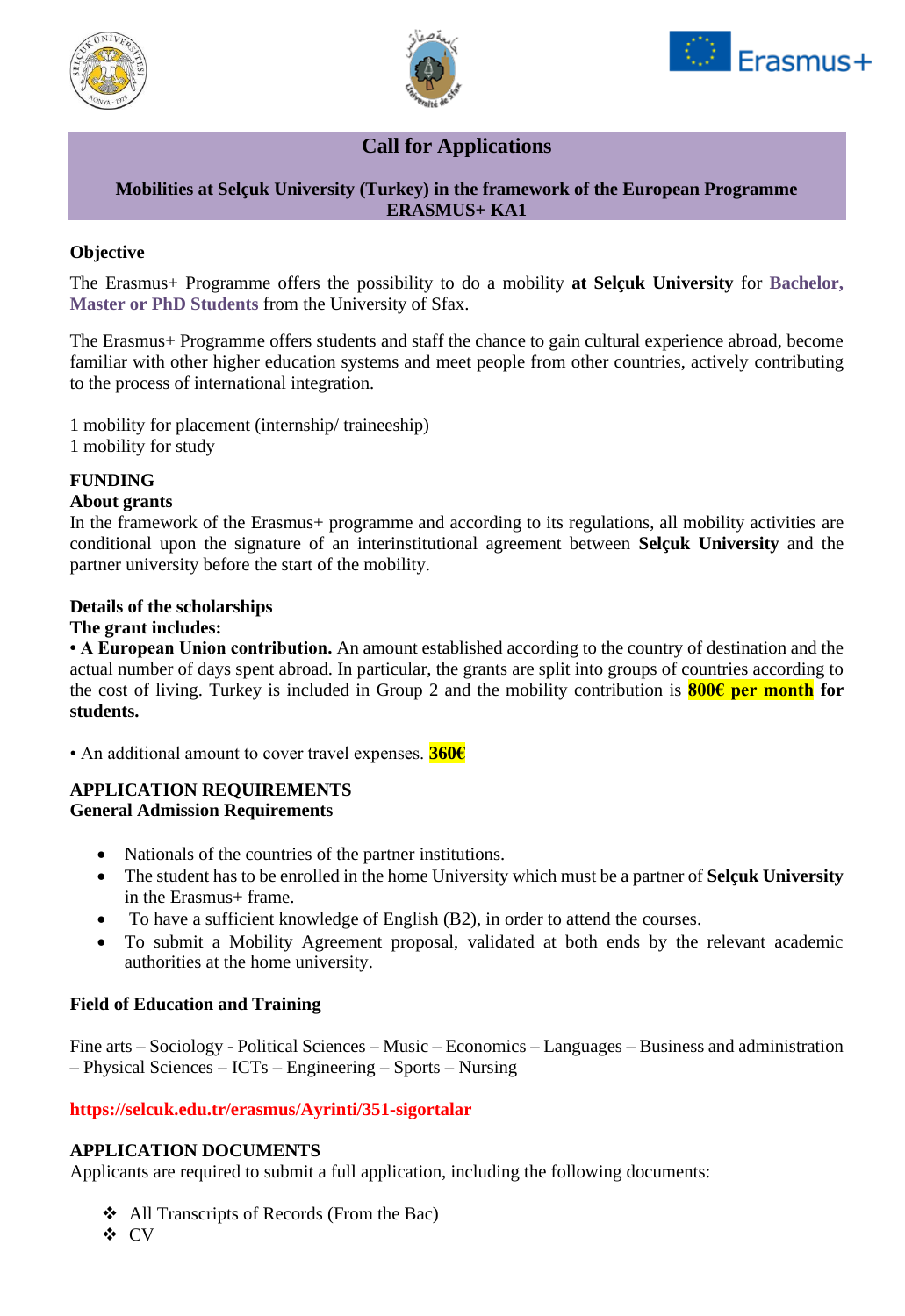# Call for Applications

**Mobilities at Selçuk University (Turkey) in the framework of the European Programme ERASMUS+ KA1**

## Objective

The Erasmus+ Programme offers the possibility to do a mobility **at Selçuk University** for **Bachelor, Master or PhD Students** from the University of Sfax.

The Erasmus+ Programme offers students and staff the chance to gain cultural experience abroad, become familiar with other higher education systems and meet people from other countries, actively contributing to the process of international integration.

1 mobility for placement (internship/ traineeship)
1 mobility for study

## FUNDING

**About grants**

In the framework of the Erasmus+ programme and according to its regulations, all mobility activities are conditional upon the signature of an interinstitutional agreement between **Selçuk University** and the partner university before the start of the mobility.

**Details of the scholarships**

**The grant includes:**

**• A European Union contribution.** An amount established according to the country of destination and the actual number of days spent abroad. In particular, the grants are split into groups of countries according to the cost of living. Turkey is included in Group 2 and the mobility contribution is **800€ per month for students.**

• An additional amount to cover travel expenses. **360€**

## APPLICATION REQUIREMENTS

**General Admission Requirements**

- Nationals of the countries of the partner institutions.
- The student has to be enrolled in the home University which must be a partner of **Selçuk University** in the Erasmus+ frame.
- To have a sufficient knowledge of English (B2), in order to attend the courses.
- To submit a Mobility Agreement proposal, validated at both ends by the relevant academic authorities at the home university.

**Field of Education and Training**

Fine arts – Sociology - Political Sciences – Music – Economics – Languages – Business and administration – Physical Sciences – ICTs – Engineering – Sports – Nursing

**https://selcuk.edu.tr/erasmus/Ayrinti/351-sigortalar**

## APPLICATION DOCUMENTS

Applicants are required to submit a full application, including the following documents:

- All Transcripts of Records (From the Bac)
- CV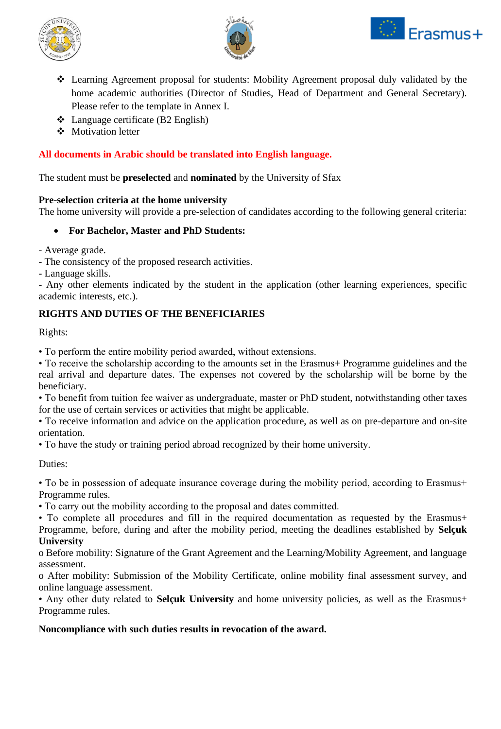- Learning Agreement proposal for students: Mobility Agreement proposal duly validated by the home academic authorities (Director of Studies, Head of Department and General Secretary). Please refer to the template in Annex I.
- Language certificate (B2 English)
- Motivation letter

**All documents in Arabic should be translated into English language.**

The student must be **preselected** and **nominated** by the University of Sfax

**Pre-selection criteria at the home university**
The home university will provide a pre-selection of candidates according to the following general criteria:

- **For Bachelor, Master and PhD Students:**

- Average grade.
- The consistency of the proposed research activities.
- Language skills.
- Any other elements indicated by the student in the application (other learning experiences, specific academic interests, etc.).

**RIGHTS AND DUTIES OF THE BENEFICIARIES**

Rights:

• To perform the entire mobility period awarded, without extensions.
• To receive the scholarship according to the amounts set in the Erasmus+ Programme guidelines and the real arrival and departure dates. The expenses not covered by the scholarship will be borne by the beneficiary.
• To benefit from tuition fee waiver as undergraduate, master or PhD student, notwithstanding other taxes for the use of certain services or activities that might be applicable.
• To receive information and advice on the application procedure, as well as on pre-departure and on-site orientation.
• To have the study or training period abroad recognized by their home university.

Duties:

• To be in possession of adequate insurance coverage during the mobility period, according to Erasmus+ Programme rules.
• To carry out the mobility according to the proposal and dates committed.
• To complete all procedures and fill in the required documentation as requested by the Erasmus+ Programme, before, during and after the mobility period, meeting the deadlines established by **Selçuk University**
o Before mobility: Signature of the Grant Agreement and the Learning/Mobility Agreement, and language assessment.
o After mobility: Submission of the Mobility Certificate, online mobility final assessment survey, and online language assessment.
• Any other duty related to **Selçuk University** and home university policies, as well as the Erasmus+ Programme rules.

**Noncompliance with such duties results in revocation of the award.**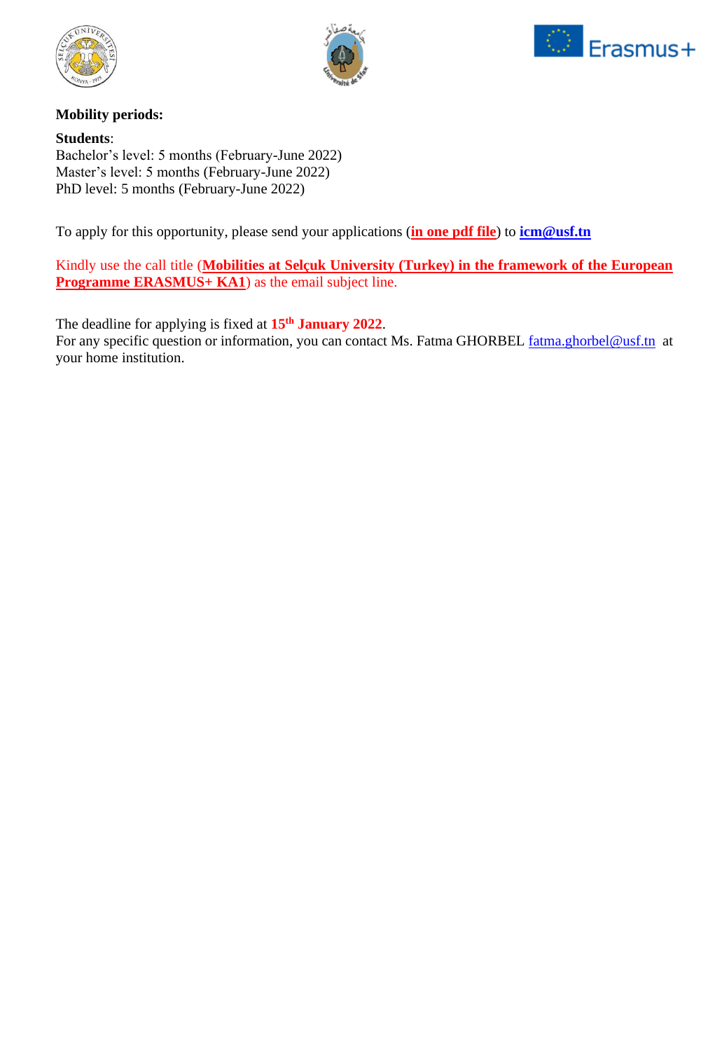**Mobility periods:**

**Students**:
Bachelor's level: 5 months (February-June 2022)
Master's level: 5 months (February-June 2022)
PhD level: 5 months (February-June 2022)

To apply for this opportunity, please send your applications (**in one pdf file**) to **icm@usf.tn**

Kindly use the call title (**Mobilities at Selçuk University (Turkey) in the framework of the European Programme ERASMUS+ KA1**) as the email subject line.

The deadline for applying is fixed at **15th January 2022**.
For any specific question or information, you can contact Ms. Fatma GHORBEL fatma.ghorbel@usf.tn at your home institution.